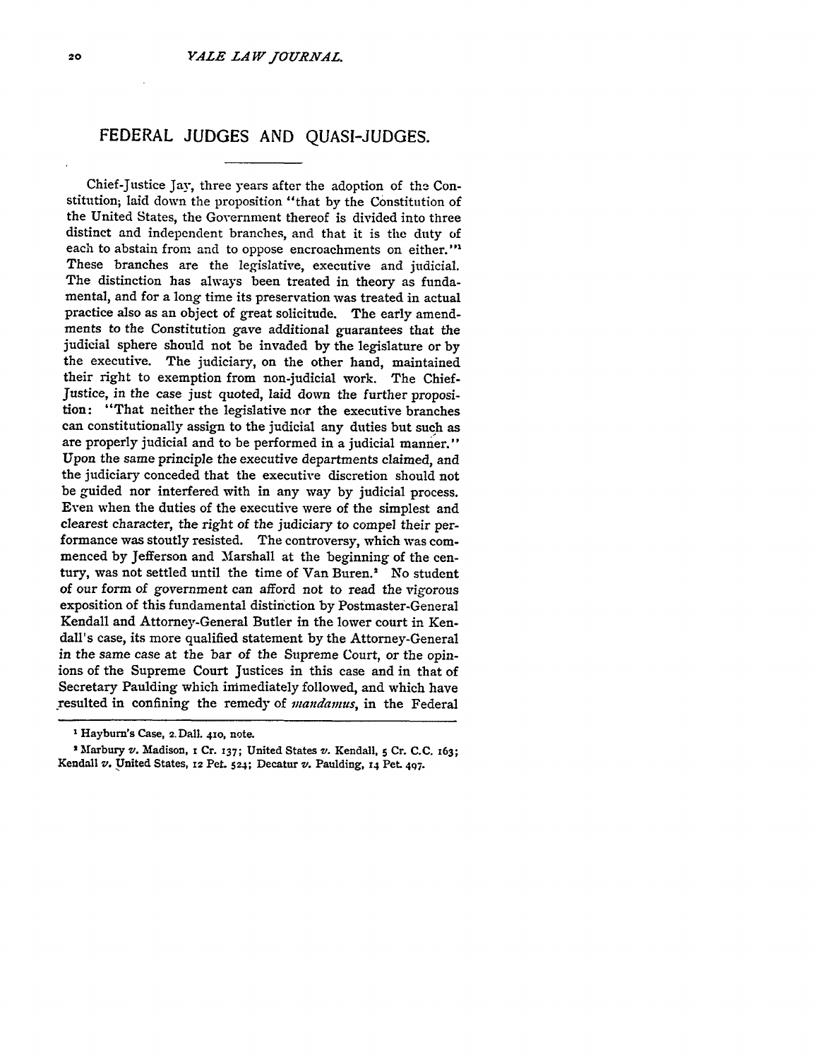# FEDERAL JUDGES AND QUASI-JUDGES.

Chief-Justice Jay, three years after the adoption of the Constitution, laid down the proposition "that by the Constitution of the United States, the Government thereof is divided into three distinct and independent branches, and that it is the duty of each to abstain from and to oppose encroachments on either."[1] These branches are the legislative, executive and judicial. The distinction has always been treated in theory as fundamental, and for a long time its preservation was treated in actual practice also as an object of great solicitude. The early amendments to the Constitution gave additional guarantees that the judicial sphere should not be invaded by the legislature or by the executive. The judiciary, on the other hand, maintained their right to exemption from non-judicial work. The Chief-Justice, in the case just quoted, laid down the further proposition: "That neither the legislative nor the executive branches can constitutionally assign to the judicial any duties but such as are properly judicial and to be performed in a judicial manner." Upon the same principle the executive departments claimed, and the judiciary conceded that the executive discretion should not be guided nor interfered with in any way by judicial process. Even when the duties of the executive were of the simplest and clearest character, the right of the judiciary to compel their performance was stoutly resisted. The controversy, which was commenced by Jefferson and Marshall at the beginning of the century, was not settled until the time of Van Buren.[2] No student of our form of government can afford not to read the vigorous exposition of this fundamental distinction by Postmaster-General Kendall and Attorney-General Butler in the lower court in Kendall's case, its more qualified statement by the Attorney-General in the same case at the bar of the Supreme Court, or the opinions of the Supreme Court Justices in this case and in that of Secretary Paulding which immediately followed, and which have resulted in confining the remedy of *mandamus*, in the Federal

[1] Hayburn's Case, 2 Dall. 410, note.

[2] Marbury *v.* Madison, 1 Cr. 137; United States *v.* Kendall, 5 Cr. C.C. 163; Kendall *v.* United States, 12 Pet. 524; Decatur *v.* Paulding, 14 Pet. 497.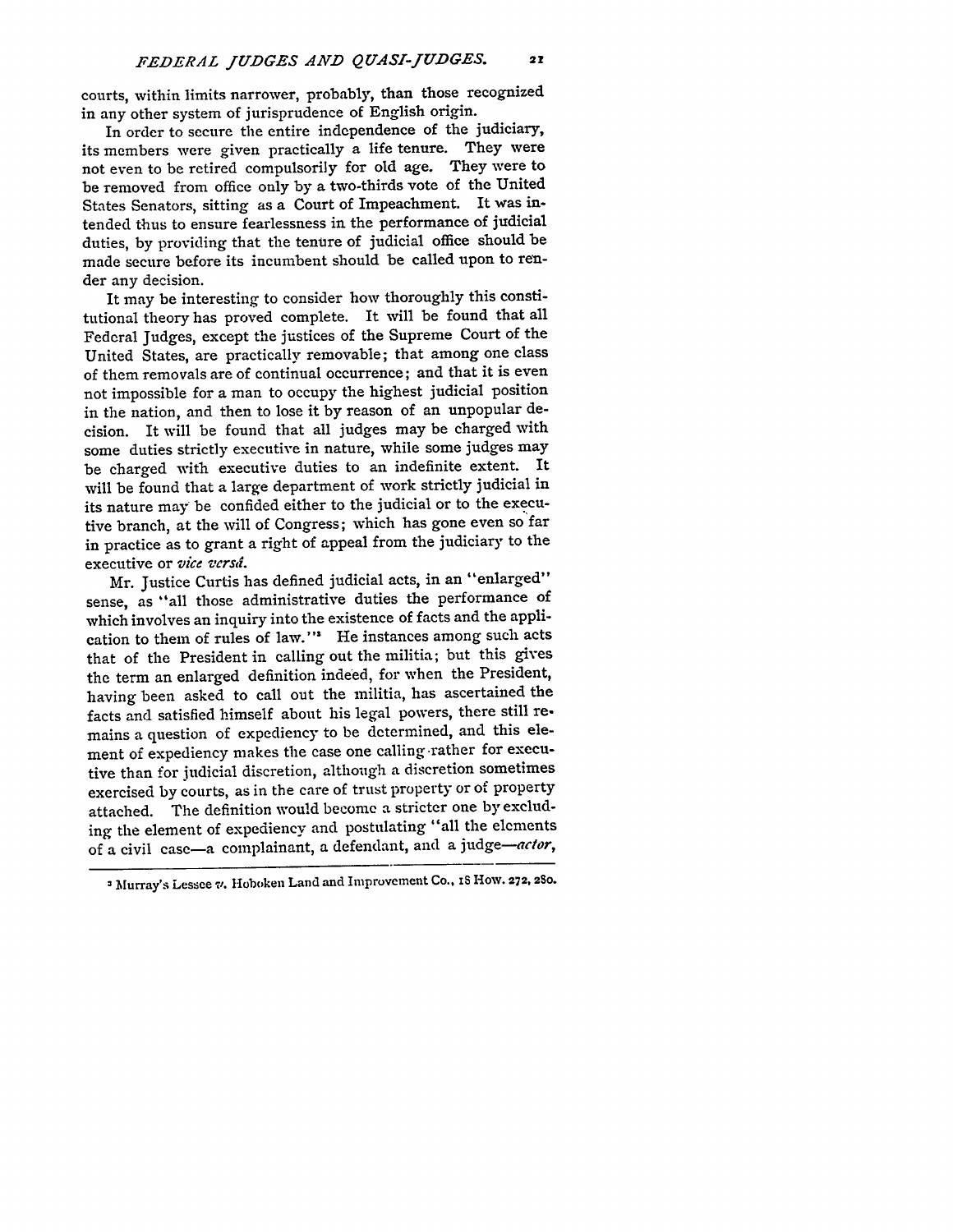courts, within limits narrower, probably, than those recognized in any other system of jurisprudence of English origin.

In order to secure the entire independence of the judiciary, its members were given practically a life tenure. They were not even to be retired compulsorily for old age. They were to be removed from office only by a two-thirds vote of the United States Senators, sitting as a Court of Impeachment. It was intended thus to ensure fearlessness in the performance of judicial duties, by providing that the tenure of judicial office should be made secure before its incumbent should be called upon to render any decision.

It may be interesting to consider how thoroughly this constitutional theory has proved complete. It will be found that all Federal Judges, except the justices of the Supreme Court of the United States, are practically removable; that among one class of them removals are of continual occurrence; and that it is even not impossible for a man to occupy the highest judicial position in the nation, and then to lose it by reason of an unpopular decision. It will be found that all judges may be charged with some duties strictly executive in nature, while some judges may be charged with executive duties to an indefinite extent. It will be found that a large department of work strictly judicial in its nature may be confided either to the judicial or to the executive branch, at the will of Congress; which has gone even so far in practice as to grant a right of appeal from the judiciary to the executive or *vice versâ*.

Mr. Justice Curtis has defined judicial acts, in an "enlarged" sense, as "all those administrative duties the performance of which involves an inquiry into the existence of facts and the application to them of rules of law."[3] He instances among such acts that of the President in calling out the militia; but this gives the term an enlarged definition indeed, for when the President, having been asked to call out the militia, has ascertained the facts and satisfied himself about his legal powers, there still remains a question of expediency to be determined, and this element of expediency makes the case one calling rather for executive than for judicial discretion, although a discretion sometimes exercised by courts, as in the care of trust property or of property attached. The definition would become a stricter one by excluding the element of expediency and postulating "all the elements of a civil case—a complainant, a defendant, and a judge—*actor*,

---

[3] Murray's Lessee *v.* Hoboken Land and Improvement Co., 18 How. 272, 280.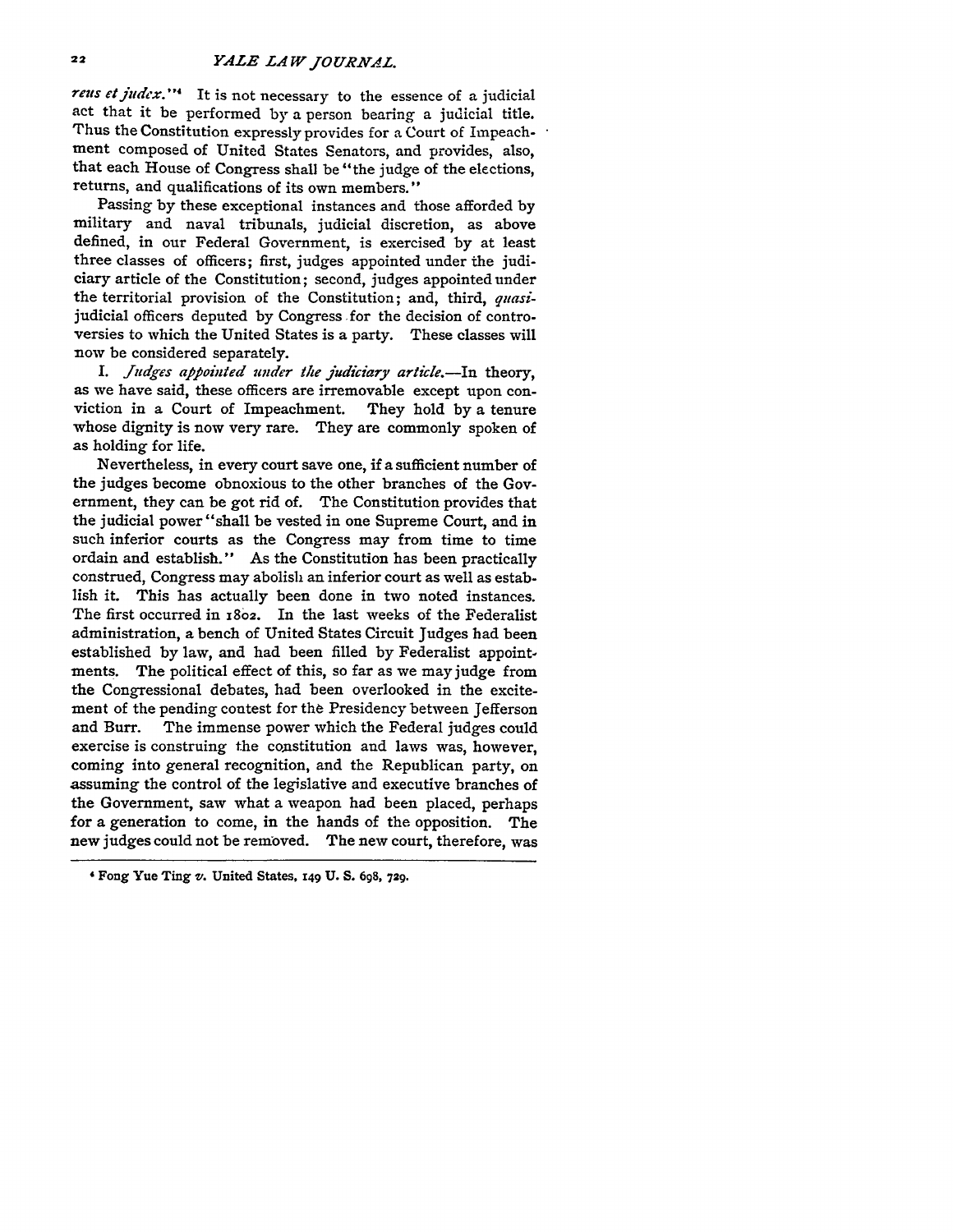*reus et judex.*"[4] It is not necessary to the essence of a judicial act that it be performed by a person bearing a judicial title. Thus the Constitution expressly provides for a Court of Impeachment composed of United States Senators, and provides, also, that each House of Congress shall be "the judge of the elections, returns, and qualifications of its own members."

Passing by these exceptional instances and those afforded by military and naval tribunals, judicial discretion, as above defined, in our Federal Government, is exercised by at least three classes of officers; first, judges appointed under the judiciary article of the Constitution; second, judges appointed under the territorial provision of the Constitution; and, third, *quasi*-judicial officers deputed by Congress for the decision of controversies to which the United States is a party. These classes will now be considered separately.

I. *Judges appointed under the judiciary article.*—In theory, as we have said, these officers are irremovable except upon conviction in a Court of Impeachment. They hold by a tenure whose dignity is now very rare. They are commonly spoken of as holding for life.

Nevertheless, in every court save one, if a sufficient number of the judges become obnoxious to the other branches of the Government, they can be got rid of. The Constitution provides that the judicial power "shall be vested in one Supreme Court, and in such inferior courts as the Congress may from time to time ordain and establish." As the Constitution has been practically construed, Congress may abolish an inferior court as well as establish it. This has actually been done in two noted instances. The first occurred in 1802. In the last weeks of the Federalist administration, a bench of United States Circuit Judges had been established by law, and had been filled by Federalist appointments. The political effect of this, so far as we may judge from the Congressional debates, had been overlooked in the excitement of the pending contest for the Presidency between Jefferson and Burr. The immense power which the Federal judges could exercise is construing the constitution and laws was, however, coming into general recognition, and the Republican party, on assuming the control of the legislative and executive branches of the Government, saw what a weapon had been placed, perhaps for a generation to come, in the hands of the opposition. The new judges could not be removed. The new court, therefore, was

---

[4] Fong Yue Ting *v.* United States, 149 U. S. 698, 729.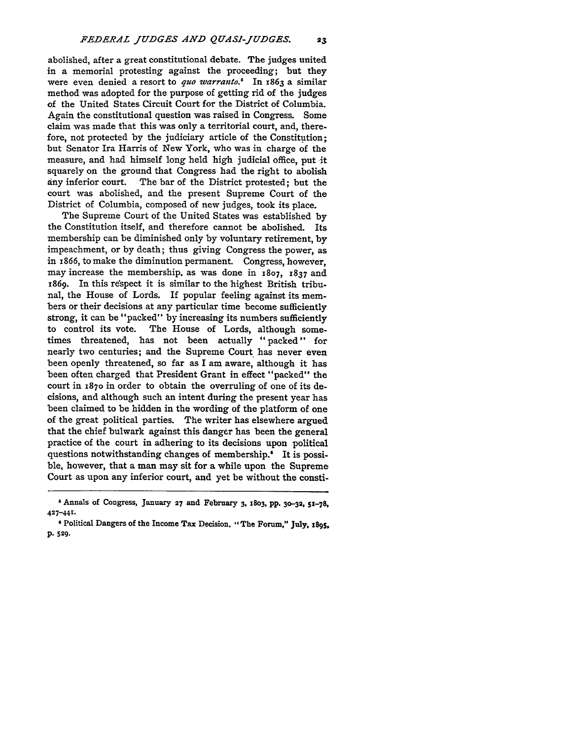abolished, after a great constitutional debate. The judges united in a memorial protesting against the proceeding; but they were even denied a resort to *quo warranto*.[5] In 1863 a similar method was adopted for the purpose of getting rid of the judges of the United States Circuit Court for the District of Columbia. Again the constitutional question was raised in Congress. Some claim was made that this was only a territorial court, and, therefore, not protected by the judiciary article of the Constitution; but Senator Ira Harris of New York, who was in charge of the measure, and had himself long held high judicial office, put it squarely on the ground that Congress had the right to abolish any inferior court. The bar of the District protested; but the court was abolished, and the present Supreme Court of the District of Columbia, composed of new judges, took its place.

The Supreme Court of the United States was established by the Constitution itself, and therefore cannot be abolished. Its membership can be diminished only by voluntary retirement, by impeachment, or by death; thus giving Congress the power, as in 1866, to make the diminution permanent. Congress, however, may increase the membership, as was done in 1807, 1837 and 1869. In this respect it is similar to the highest British tribunal, the House of Lords. If popular feeling against its members or their decisions at any particular time become sufficiently strong, it can be "packed" by increasing its numbers sufficiently to control its vote. The House of Lords, although sometimes threatened, has not been actually "packed" for nearly two centuries; and the Supreme Court has never even been openly threatened, so far as I am aware, although it has been often charged that President Grant in effect "packed" the court in 1870 in order to obtain the overruling of one of its decisions, and although such an intent during the present year has been claimed to be hidden in the wording of the platform of one of the great political parties. The writer has elsewhere argued that the chief bulwark against this danger has been the general practice of the court in adhering to its decisions upon political questions notwithstanding changes of membership.[6] It is possible, however, that a man may sit for a while upon the Supreme Court as upon any inferior court, and yet be without the consti-

---

[5] Annals of Congress, January 27 and February 3, 1803, pp. 30–32, 51–78, 427–441.

[6] Political Dangers of the Income Tax Decision, "The Forum," July, 1895, p. 529.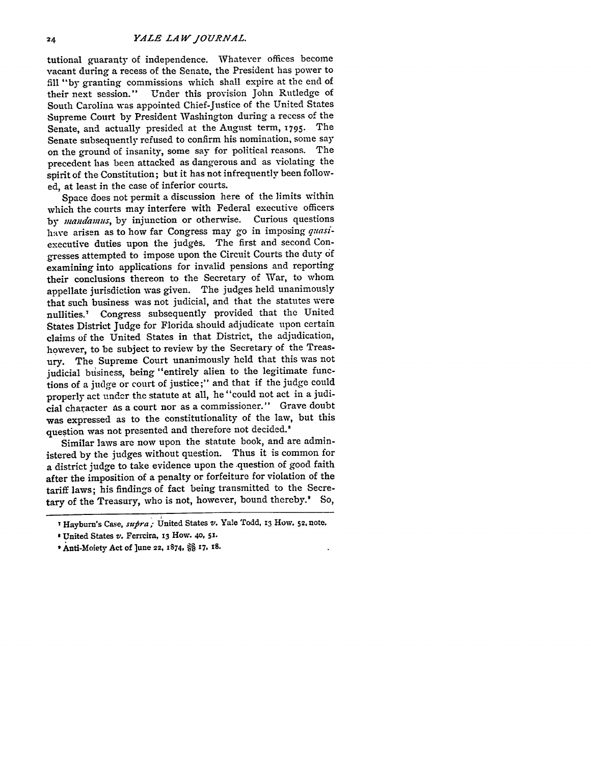tutional guaranty of independence. Whatever offices become vacant during a recess of the Senate, the President has power to fill "by granting commissions which shall expire at the end of their next session." Under this provision John Rutledge of South Carolina was appointed Chief-Justice of the United States Supreme Court by President Washington during a recess of the Senate, and actually presided at the August term, 1795. The Senate subsequently refused to confirm his nomination, some say on the ground of insanity, some say for political reasons. The precedent has been attacked as dangerous and as violating the spirit of the Constitution; but it has not infrequently been followed, at least in the case of inferior courts.

Space does not permit a discussion here of the limits within which the courts may interfere with Federal executive officers by *mandamus*, by injunction or otherwise. Curious questions have arisen as to how far Congress may go in imposing *quasi*-executive duties upon the judges. The first and second Congresses attempted to impose upon the Circuit Courts the duty of examining into applications for invalid pensions and reporting their conclusions thereon to the Secretary of War, to whom appellate jurisdiction was given. The judges held unanimously that such business was not judicial, and that the statutes were nullities.[7] Congress subsequently provided that the United States District Judge for Florida should adjudicate upon certain claims of the United States in that District, the adjudication, however, to be subject to review by the Secretary of the Treasury. The Supreme Court unanimously held that this was not judicial business, being "entirely alien to the legitimate functions of a judge or court of justice;" and that if the judge could properly act under the statute at all, he "could not act in a judicial character as a court nor as a commissioner." Grave doubt was expressed as to the constitutionality of the law, but this question was not presented and therefore not decided.[8]

Similar laws are now upon the statute book, and are administered by the judges without question. Thus it is common for a district judge to take evidence upon the question of good faith after the imposition of a penalty or forfeiture for violation of the tariff laws; his findings of fact being transmitted to the Secretary of the Treasury, who is not, however, bound thereby.[9] So,

---

[7] Hayburn's Case, *supra*; United States *v.* Yale Todd, 13 How. 52, note.

[8] United States *v.* Ferreira, 13 How. 40, 51.

[9] Anti-Moiety Act of June 22, 1874, §§ 17, 18.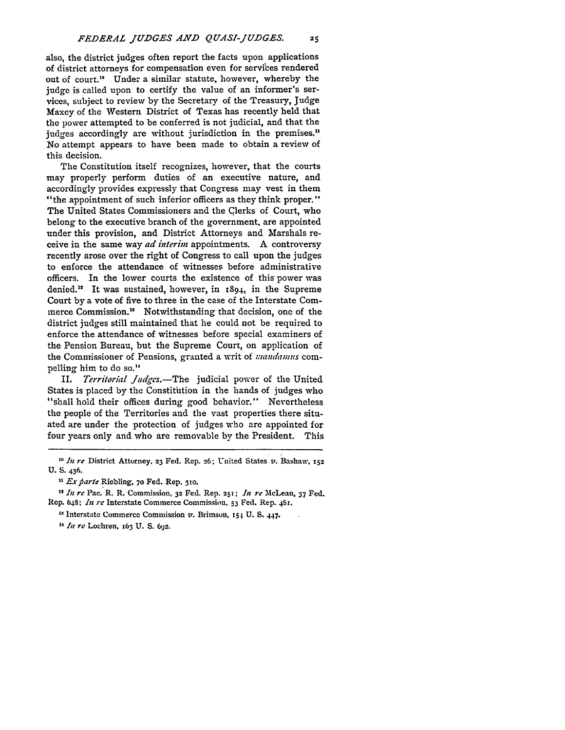also, the district judges often report the facts upon applications of district attorneys for compensation even for services rendered out of court.[10] Under a similar statute, however, whereby the judge is called upon to certify the value of an informer's services, subject to review by the Secretary of the Treasury, Judge Maxey of the Western District of Texas has recently held that the power attempted to be conferred is not judicial, and that the judges accordingly are without jurisdiction in the premises.[11] No attempt appears to have been made to obtain a review of this decision.

The Constitution itself recognizes, however, that the courts may properly perform duties of an executive nature, and accordingly provides expressly that Congress may vest in them "the appointment of such inferior officers as they think proper." The United States Commissioners and the Clerks of Court, who belong to the executive branch of the government, are appointed under this provision, and District Attorneys and Marshals receive in the same way *ad interim* appointments. A controversy recently arose over the right of Congress to call upon the judges to enforce the attendance of witnesses before administrative officers. In the lower courts the existence of this power was denied.[12] It was sustained, however, in 1894, in the Supreme Court by a vote of five to three in the case of the Interstate Commerce Commission.[13] Notwithstanding that decision, one of the district judges still maintained that he could not be required to enforce the attendance of witnesses before special examiners of the Pension Bureau, but the Supreme Court, on application of the Commissioner of Pensions, granted a writ of *mandamus* compelling him to do so.[14]

II. *Territorial Judges.*—The judicial power of the United States is placed by the Constitution in the hands of judges who "shall hold their offices during good behavior." Nevertheless the people of the Territories and the vast properties there situated are under the protection of judges who are appointed for four years only and who are removable by the President. This

---

[10] *In re* District Attorney, 23 Fed. Rep. 26; United States *v.* Bashaw, 152 U. S. 436.

[11] *Ex parte* Riebling, 70 Fed. Rep. 310.

[12] *In re* Pac. R. R. Commission, 32 Fed. Rep. 251; *In re* McLean, 37 Fed. Rep. 648; *In re* Interstate Commerce Commission, 53 Fed. Rep. 481.

[13] Interstate Commerce Commission *v.* Brimson, 154 U. S. 447.

[14] *In re* Lochren, 163 U. S. 692.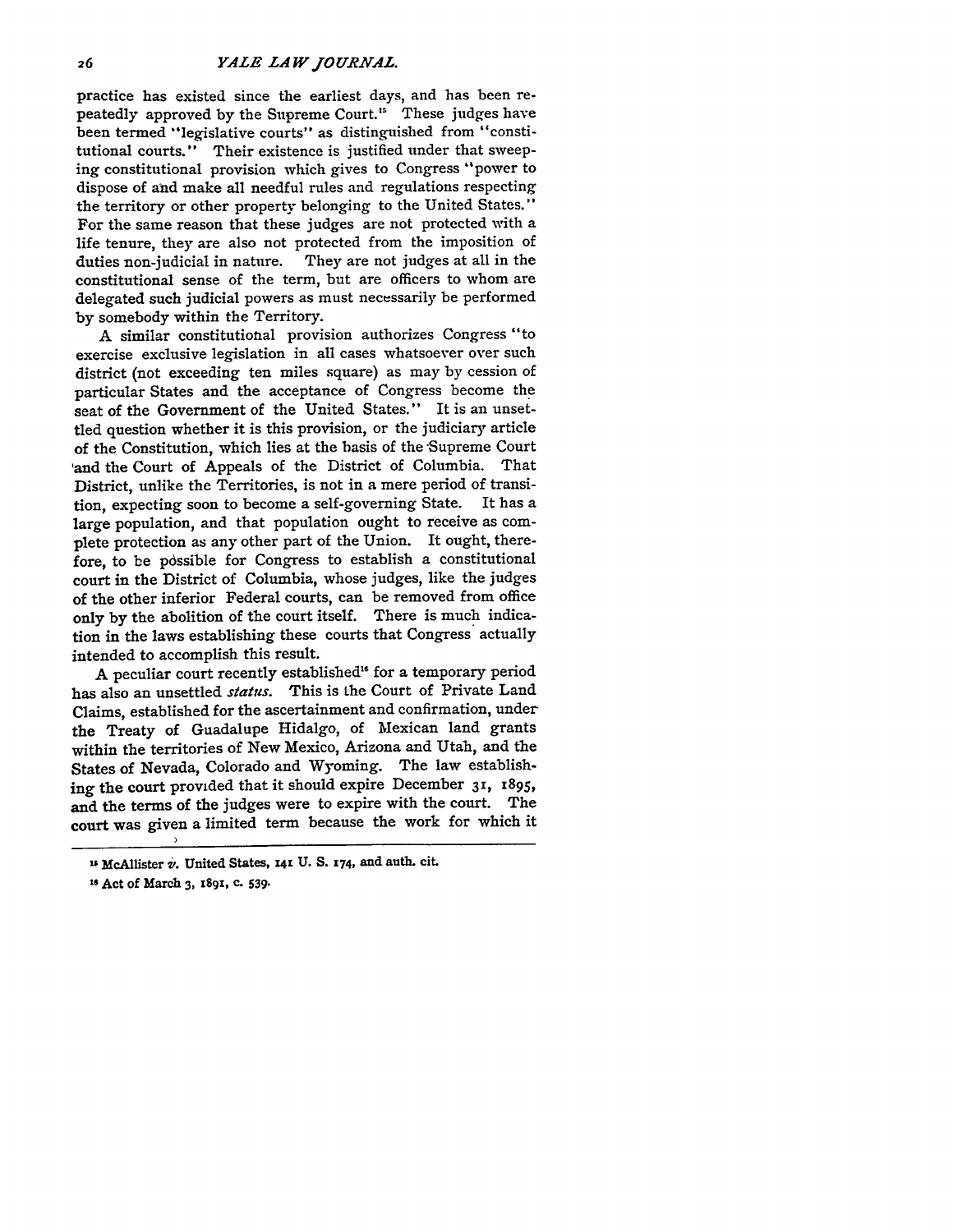practice has existed since the earliest days, and has been repeatedly approved by the Supreme Court.[15] These judges have been termed "legislative courts" as distinguished from "constitutional courts." Their existence is justified under that sweeping constitutional provision which gives to Congress "power to dispose of and make all needful rules and regulations respecting the territory or other property belonging to the United States." For the same reason that these judges are not protected with a life tenure, they are also not protected from the imposition of duties non-judicial in nature. They are not judges at all in the constitutional sense of the term, but are officers to whom are delegated such judicial powers as must necessarily be performed by somebody within the Territory.

A similar constitutional provision authorizes Congress "to exercise exclusive legislation in all cases whatsoever over such district (not exceeding ten miles square) as may by cession of particular States and the acceptance of Congress become the seat of the Government of the United States." It is an unsettled question whether it is this provision, or the judiciary article of the Constitution, which lies at the basis of the Supreme Court and the Court of Appeals of the District of Columbia. That District, unlike the Territories, is not in a mere period of transition, expecting soon to become a self-governing State. It has a large population, and that population ought to receive as complete protection as any other part of the Union. It ought, therefore, to be possible for Congress to establish a constitutional court in the District of Columbia, whose judges, like the judges of the other inferior Federal courts, can be removed from office only by the abolition of the court itself. There is much indication in the laws establishing these courts that Congress actually intended to accomplish this result.

A peculiar court recently established[16] for a temporary period has also an unsettled *status*. This is the Court of Private Land Claims, established for the ascertainment and confirmation, under the Treaty of Guadalupe Hidalgo, of Mexican land grants within the territories of New Mexico, Arizona and Utah, and the States of Nevada, Colorado and Wyoming. The law establishing the court provided that it should expire December 31, 1895, and the terms of the judges were to expire with the court. The court was given a limited term because the work for which it

---

[15] McAllister *v.* United States, 141 U. S. 174, and auth. cit.

[16] Act of March 3, 1891, c. 539.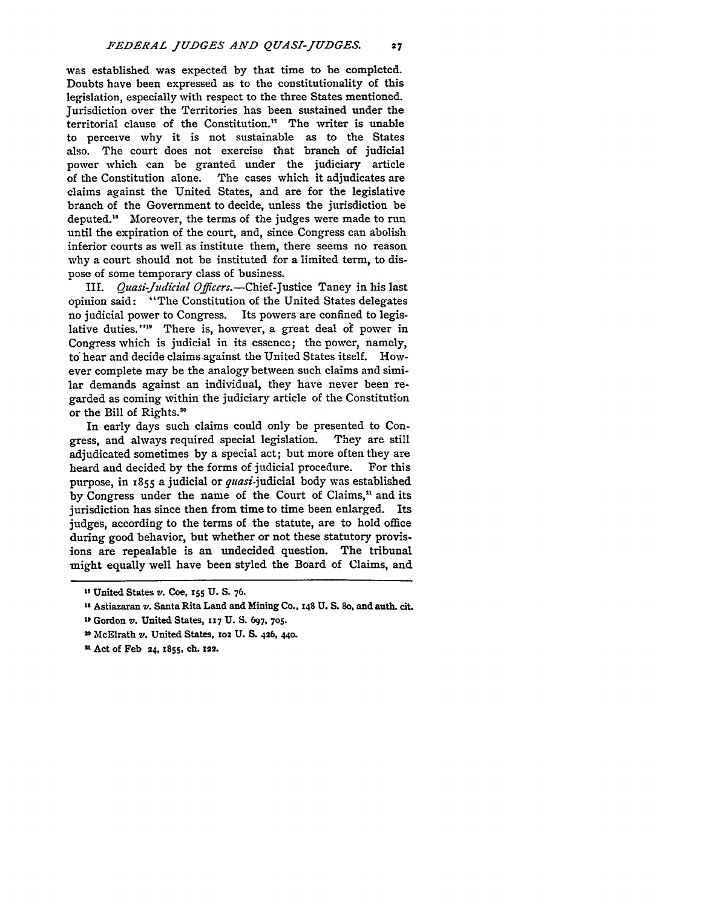was established was expected by that time to be completed. Doubts have been expressed as to the constitutionality of this legislation, especially with respect to the three States mentioned. Jurisdiction over the Territories has been sustained under the territorial clause of the Constitution.[17] The writer is unable to perceive why it is not sustainable as to the States also. The court does not exercise that branch of judicial power which can be granted under the judiciary article of the Constitution alone. The cases which it adjudicates are claims against the United States, and are for the legislative branch of the Government to decide, unless the jurisdiction be deputed.[18] Moreover, the terms of the judges were made to run until the expiration of the court, and, since Congress can abolish inferior courts as well as institute them, there seems no reason why a court should not be instituted for a limited term, to dispose of some temporary class of business.

III. *Quasi-Judicial Officers.*—Chief-Justice Taney in his last opinion said: "The Constitution of the United States delegates no judicial power to Congress. Its powers are confined to legislative duties."[19] There is, however, a great deal of power in Congress which is judicial in its essence; the power, namely, to hear and decide claims against the United States itself. However complete may be the analogy between such claims and similar demands against an individual, they have never been regarded as coming within the judiciary article of the Constitution or the Bill of Rights.[20]

In early days such claims could only be presented to Congress, and always required special legislation. They are still adjudicated sometimes by a special act; but more often they are heard and decided by the forms of judicial procedure. For this purpose, in 1855 a judicial or *quasi*-judicial body was established by Congress under the name of the Court of Claims,[21] and its jurisdiction has since then from time to time been enlarged. Its judges, according to the terms of the statute, are to hold office during good behavior, but whether or not these statutory provisions are repealable is an undecided question. The tribunal might equally well have been styled the Board of Claims, and

---

[17] United States *v.* Coe, 155 U. S. 76.

[18] Astiazaran *v.* Santa Rita Land and Mining Co., 148 U. S. 80, and auth. cit.

[19] Gordon *v.* United States, 117 U. S. 697, 705.

[20] McElrath *v.* United States, 102 U. S. 426, 440.

[21] Act of Feb 24, 1855, ch. 122.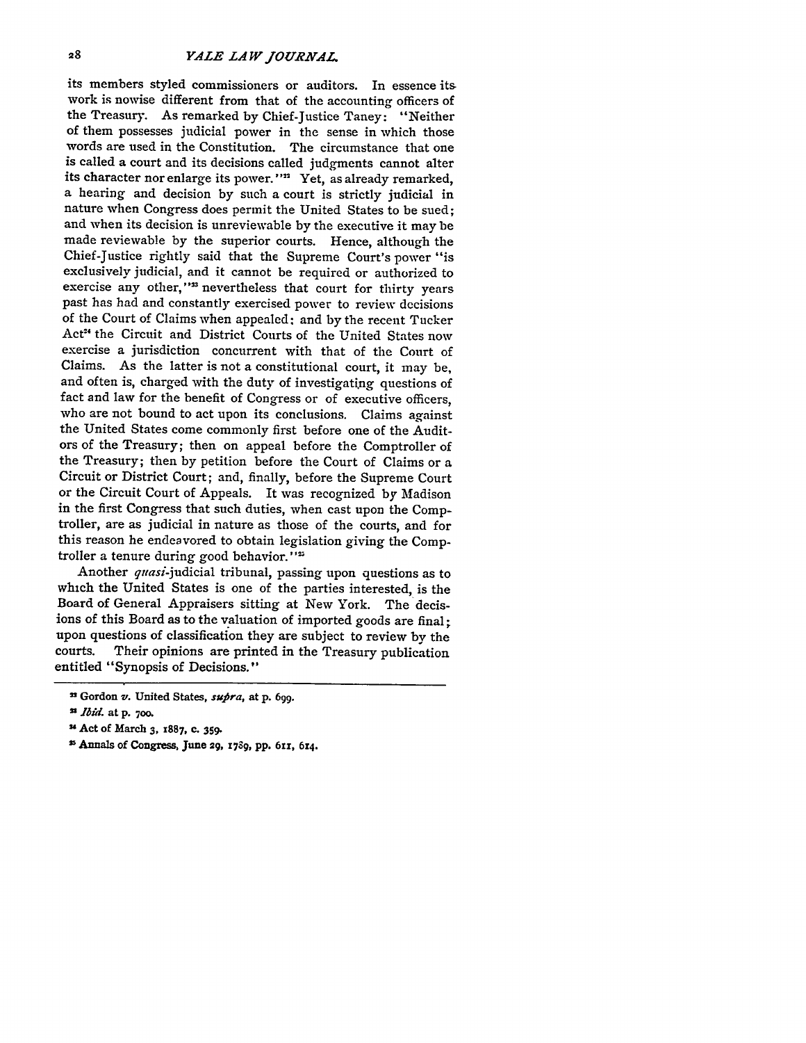its members styled commissioners or auditors. In essence its work is nowise different from that of the accounting officers of the Treasury. As remarked by Chief-Justice Taney: "Neither of them possesses judicial power in the sense in which those words are used in the Constitution. The circumstance that one is called a court and its decisions called judgments cannot alter its character nor enlarge its power."[22] Yet, as already remarked, a hearing and decision by such a court is strictly judicial in nature when Congress does permit the United States to be sued; and when its decision is unreviewable by the executive it may be made reviewable by the superior courts. Hence, although the Chief-Justice rightly said that the Supreme Court's power "is exclusively judicial, and it cannot be required or authorized to exercise any other,"[23] nevertheless that court for thirty years past has had and constantly exercised power to review decisions of the Court of Claims when appealed; and by the recent Tucker Act[24] the Circuit and District Courts of the United States now exercise a jurisdiction concurrent with that of the Court of Claims. As the latter is not a constitutional court, it may be, and often is, charged with the duty of investigating questions of fact and law for the benefit of Congress or of executive officers, who are not bound to act upon its conclusions. Claims against the United States come commonly first before one of the Auditors of the Treasury; then on appeal before the Comptroller of the Treasury; then by petition before the Court of Claims or a Circuit or District Court; and, finally, before the Supreme Court or the Circuit Court of Appeals. It was recognized by Madison in the first Congress that such duties, when cast upon the Comptroller, are as judicial in nature as those of the courts, and for this reason he endeavored to obtain legislation giving the Comptroller a tenure during good behavior."[25]

Another *quasi*-judicial tribunal, passing upon questions as to which the United States is one of the parties interested, is the Board of General Appraisers sitting at New York. The decisions of this Board as to the valuation of imported goods are final; upon questions of classification they are subject to review by the courts. Their opinions are printed in the Treasury publication entitled "Synopsis of Decisions."

---

[22] Gordon *v.* United States, *supra*, at p. 699.

[23] *Ibid.* at p. 700.

[24] Act of March 3, 1887, c. 359.

[25] Annals of Congress, June 29, 1789, pp. 611, 614.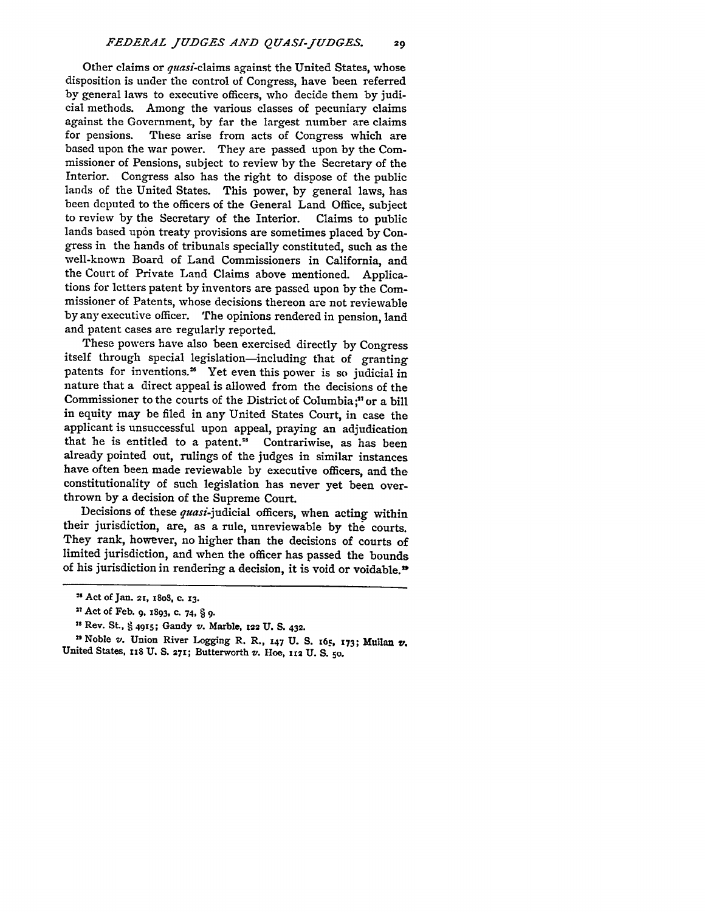Other claims or *quasi*-claims against the United States, whose disposition is under the control of Congress, have been referred by general laws to executive officers, who decide them by judicial methods. Among the various classes of pecuniary claims against the Government, by far the largest number are claims for pensions. These arise from acts of Congress which are based upon the war power. They are passed upon by the Commissioner of Pensions, subject to review by the Secretary of the Interior. Congress also has the right to dispose of the public lands of the United States. This power, by general laws, has been deputed to the officers of the General Land Office, subject to review by the Secretary of the Interior. Claims to public lands based upon treaty provisions are sometimes placed by Congress in the hands of tribunals specially constituted, such as the well-known Board of Land Commissioners in California, and the Court of Private Land Claims above mentioned. Applications for letters patent by inventors are passed upon by the Commissioner of Patents, whose decisions thereon are not reviewable by any executive officer. The opinions rendered in pension, land and patent cases are regularly reported.

These powers have also been exercised directly by Congress itself through special legislation—including that of granting patents for inventions.[26] Yet even this power is so judicial in nature that a direct appeal is allowed from the decisions of the Commissioner to the courts of the District of Columbia;[27] or a bill in equity may be filed in any United States Court, in case the applicant is unsuccessful upon appeal, praying an adjudication that he is entitled to a patent.[28] Contrariwise, as has been already pointed out, rulings of the judges in similar instances have often been made reviewable by executive officers, and the constitutionality of such legislation has never yet been overthrown by a decision of the Supreme Court.

Decisions of these *quasi*-judicial officers, when acting within their jurisdiction, are, as a rule, unreviewable by the courts. They rank, however, no higher than the decisions of courts of limited jurisdiction, and when the officer has passed the bounds of his jurisdiction in rendering a decision, it is void or voidable.[29]

---

[26] Act of Jan. 21, 1808, c. 13.

[27] Act of Feb. 9, 1893, c. 74, § 9.

[28] Rev. St., § 4915; Gandy *v.* Marble, 122 U. S. 432.

[29] Noble *v.* Union River Logging R. R., 147 U. S. 165, 173; Mullan *v.* United States, 118 U. S. 271; Butterworth *v.* Hoe, 112 U. S. 50.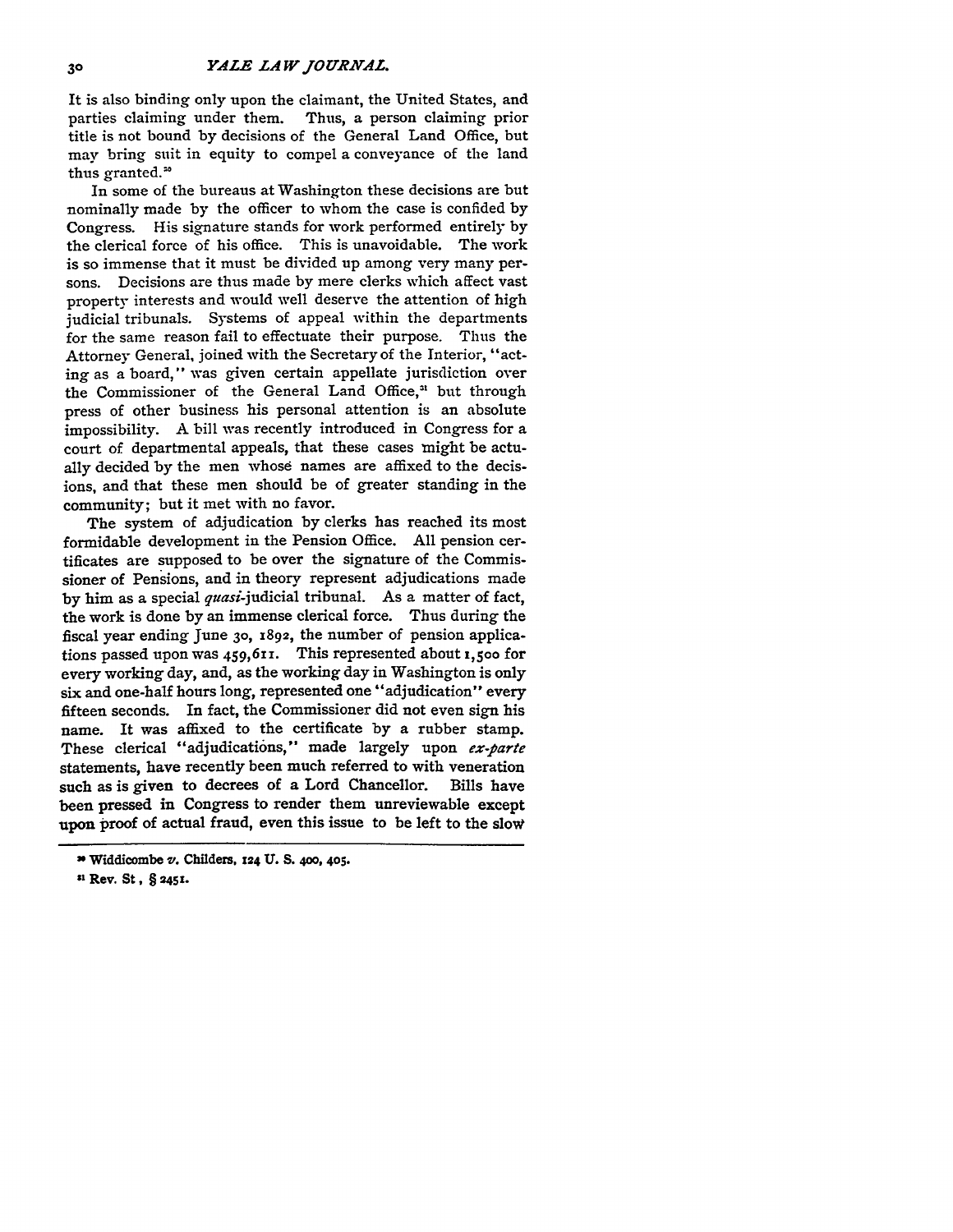It is also binding only upon the claimant, the United States, and parties claiming under them. Thus, a person claiming prior title is not bound by decisions of the General Land Office, but may bring suit in equity to compel a conveyance of the land thus granted.[30]

In some of the bureaus at Washington these decisions are but nominally made by the officer to whom the case is confided by Congress. His signature stands for work performed entirely by the clerical force of his office. This is unavoidable. The work is so immense that it must be divided up among very many persons. Decisions are thus made by mere clerks which affect vast property interests and would well deserve the attention of high judicial tribunals. Systems of appeal within the departments for the same reason fail to effectuate their purpose. Thus the Attorney General, joined with the Secretary of the Interior, "acting as a board," was given certain appellate jurisdiction over the Commissioner of the General Land Office,[31] but through press of other business his personal attention is an absolute impossibility. A bill was recently introduced in Congress for a court of departmental appeals, that these cases might be actually decided by the men whose names are affixed to the decisions, and that these men should be of greater standing in the community; but it met with no favor.

The system of adjudication by clerks has reached its most formidable development in the Pension Office. All pension certificates are supposed to be over the signature of the Commissioner of Pensions, and in theory represent adjudications made by him as a special *quasi*-judicial tribunal. As a matter of fact, the work is done by an immense clerical force. Thus during the fiscal year ending June 30, 1892, the number of pension applications passed upon was 459,611. This represented about 1,500 for every working day, and, as the working day in Washington is only six and one-half hours long, represented one "adjudication" every fifteen seconds. In fact, the Commissioner did not even sign his name. It was affixed to the certificate by a rubber stamp. These clerical "adjudications," made largely upon *ex-parte* statements, have recently been much referred to with veneration such as is given to decrees of a Lord Chancellor. Bills have been pressed in Congress to render them unreviewable except upon proof of actual fraud, even this issue to be left to the slow

---

[30] Widdicombe *v.* Childers, 124 U. S. 400, 405.

[31] Rev. St., § 2451.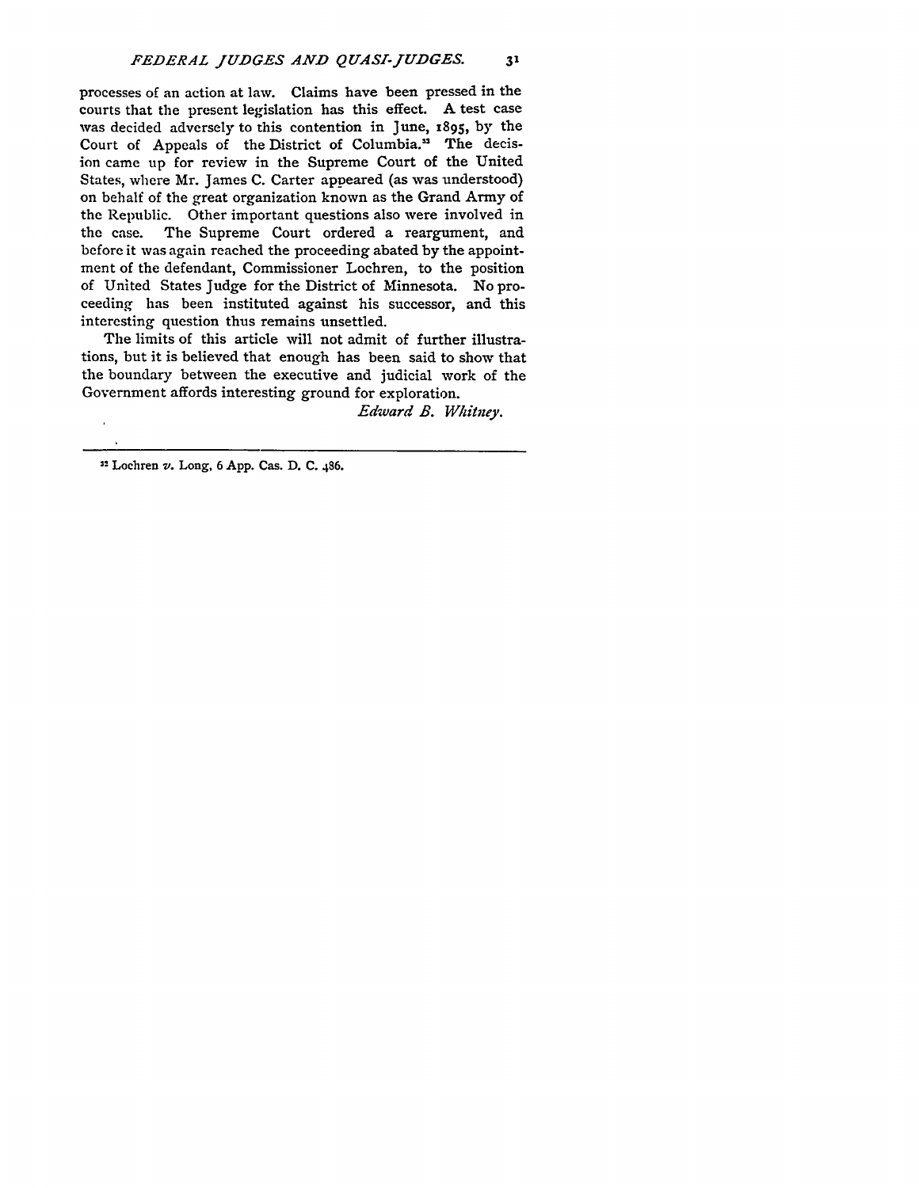processes of an action at law. Claims have been pressed in the courts that the present legislation has this effect. A test case was decided adversely to this contention in June, 1895, by the Court of Appeals of the District of Columbia.[32] The decision came up for review in the Supreme Court of the United States, where Mr. James C. Carter appeared (as was understood) on behalf of the great organization known as the Grand Army of the Republic. Other important questions also were involved in the case. The Supreme Court ordered a reargument, and before it was again reached the proceeding abated by the appointment of the defendant, Commissioner Lochren, to the position of United States Judge for the District of Minnesota. No proceeding has been instituted against his successor, and this interesting question thus remains unsettled.

The limits of this article will not admit of further illustrations, but it is believed that enough has been said to show that the boundary between the executive and judicial work of the Government affords interesting ground for exploration.

*Edward B. Whitney.*

---

[32] Lochren *v.* Long, 6 App. Cas. D. C. 486.